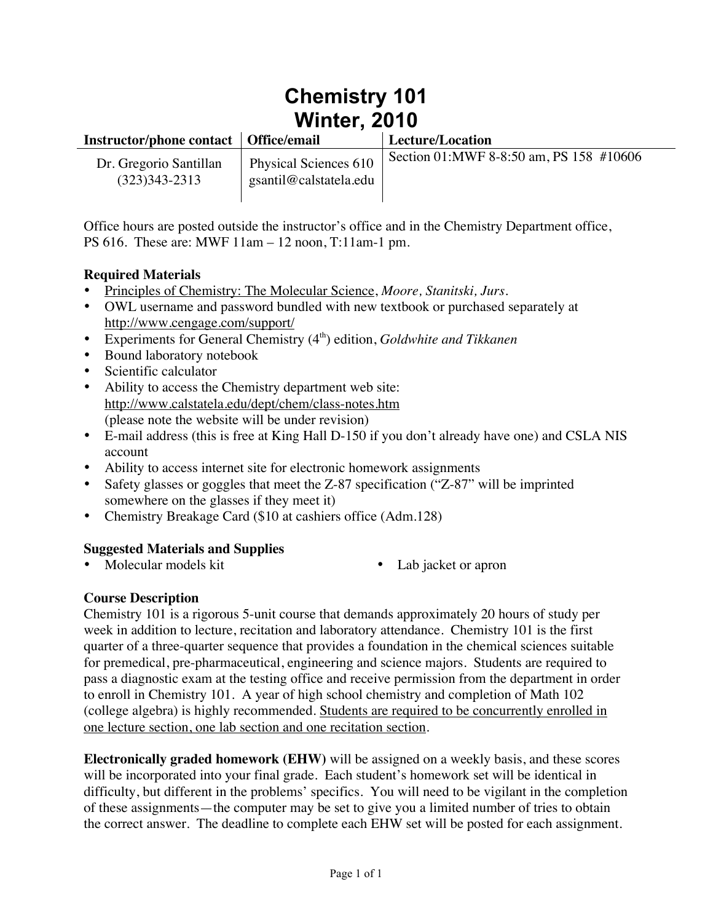# Chemistry 101
# Winter, 2010

| Instructor/phone contact | Office/email | Lecture/Location |
|---|---|---|
| Dr. Gregorio Santillan (323)343-2313 | Physical Sciences 610 gsantil@calstatela.edu | Section 01:MWF 8-8:50 am, PS 158 #10606 |

Office hours are posted outside the instructor's office and in the Chemistry Department office, PS 616. These are: MWF 11am – 12 noon, T:11am-1 pm.

**Required Materials**

- Principles of Chemistry: The Molecular Science, *Moore, Stanitski, Jurs.*
- OWL username and password bundled with new textbook or purchased separately at http://www.cengage.com/support/
- Experiments for General Chemistry (4th) edition, *Goldwhite and Tikkanen*
- Bound laboratory notebook
- Scientific calculator
- Ability to access the Chemistry department web site: http://www.calstatela.edu/dept/chem/class-notes.htm (please note the website will be under revision)
- E-mail address (this is free at King Hall D-150 if you don't already have one) and CSLA NIS account
- Ability to access internet site for electronic homework assignments
- Safety glasses or goggles that meet the Z-87 specification ("Z-87" will be imprinted somewhere on the glasses if they meet it)
- Chemistry Breakage Card ($10 at cashiers office (Adm.128)

**Suggested Materials and Supplies**

- Molecular models kit
- Lab jacket or apron

**Course Description**

Chemistry 101 is a rigorous 5-unit course that demands approximately 20 hours of study per week in addition to lecture, recitation and laboratory attendance. Chemistry 101 is the first quarter of a three-quarter sequence that provides a foundation in the chemical sciences suitable for premedical, pre-pharmaceutical, engineering and science majors. Students are required to pass a diagnostic exam at the testing office and receive permission from the department in order to enroll in Chemistry 101. A year of high school chemistry and completion of Math 102 (college algebra) is highly recommended. Students are required to be concurrently enrolled in one lecture section, one lab section and one recitation section.

**Electronically graded homework (EHW)** will be assigned on a weekly basis, and these scores will be incorporated into your final grade. Each student's homework set will be identical in difficulty, but different in the problems' specifics. You will need to be vigilant in the completion of these assignments—the computer may be set to give you a limited number of tries to obtain the correct answer. The deadline to complete each EHW set will be posted for each assignment.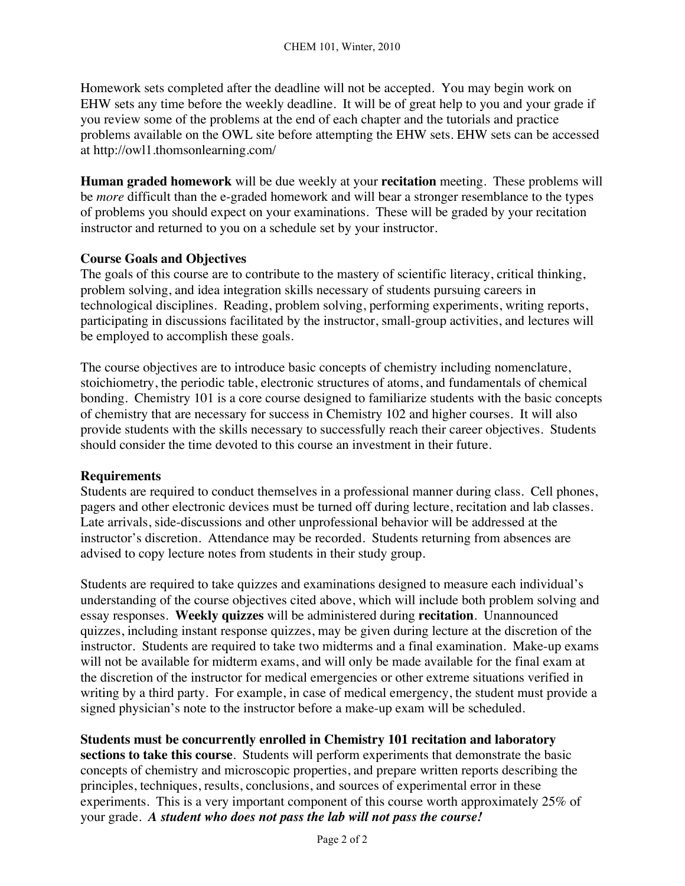Homework sets completed after the deadline will not be accepted. You may begin work on EHW sets any time before the weekly deadline. It will be of great help to you and your grade if you review some of the problems at the end of each chapter and the tutorials and practice problems available on the OWL site before attempting the EHW sets. EHW sets can be accessed at http://owl1.thomsonlearning.com/

**Human graded homework** will be due weekly at your **recitation** meeting. These problems will be *more* difficult than the e-graded homework and will bear a stronger resemblance to the types of problems you should expect on your examinations. These will be graded by your recitation instructor and returned to you on a schedule set by your instructor.

**Course Goals and Objectives**

The goals of this course are to contribute to the mastery of scientific literacy, critical thinking, problem solving, and idea integration skills necessary of students pursuing careers in technological disciplines. Reading, problem solving, performing experiments, writing reports, participating in discussions facilitated by the instructor, small-group activities, and lectures will be employed to accomplish these goals.

The course objectives are to introduce basic concepts of chemistry including nomenclature, stoichiometry, the periodic table, electronic structures of atoms, and fundamentals of chemical bonding. Chemistry 101 is a core course designed to familiarize students with the basic concepts of chemistry that are necessary for success in Chemistry 102 and higher courses. It will also provide students with the skills necessary to successfully reach their career objectives. Students should consider the time devoted to this course an investment in their future.

**Requirements**

Students are required to conduct themselves in a professional manner during class. Cell phones, pagers and other electronic devices must be turned off during lecture, recitation and lab classes. Late arrivals, side-discussions and other unprofessional behavior will be addressed at the instructor's discretion. Attendance may be recorded. Students returning from absences are advised to copy lecture notes from students in their study group.

Students are required to take quizzes and examinations designed to measure each individual's understanding of the course objectives cited above, which will include both problem solving and essay responses. **Weekly quizzes** will be administered during **recitation**. Unannounced quizzes, including instant response quizzes, may be given during lecture at the discretion of the instructor. Students are required to take two midterms and a final examination. Make-up exams will not be available for midterm exams, and will only be made available for the final exam at the discretion of the instructor for medical emergencies or other extreme situations verified in writing by a third party. For example, in case of medical emergency, the student must provide a signed physician's note to the instructor before a make-up exam will be scheduled.

**Students must be concurrently enrolled in Chemistry 101 recitation and laboratory sections to take this course**. Students will perform experiments that demonstrate the basic concepts of chemistry and microscopic properties, and prepare written reports describing the principles, techniques, results, conclusions, and sources of experimental error in these experiments. This is a very important component of this course worth approximately 25% of your grade. ***A student who does not pass the lab will not pass the course!***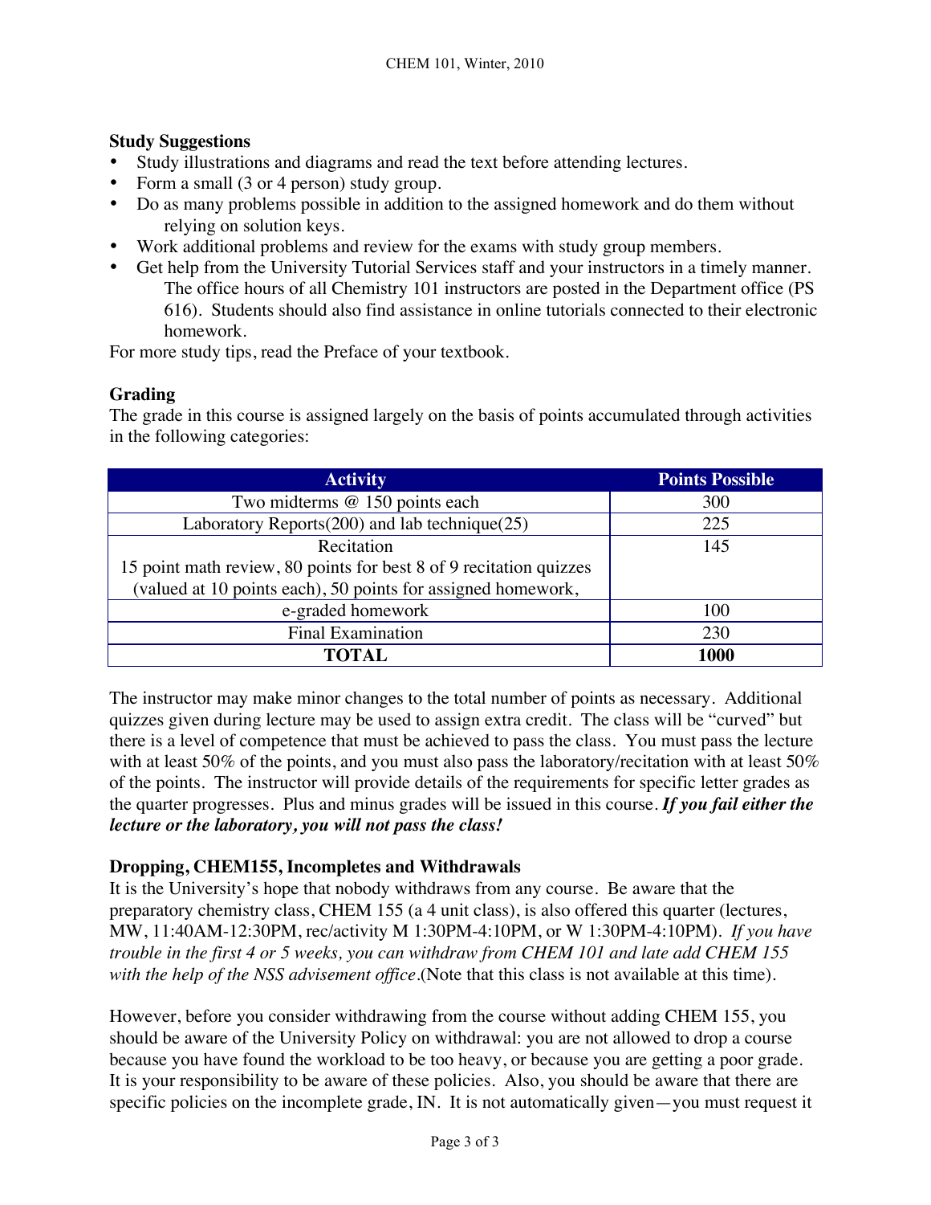## Study Suggestions

- Study illustrations and diagrams and read the text before attending lectures.
- Form a small (3 or 4 person) study group.
- Do as many problems possible in addition to the assigned homework and do them without relying on solution keys.
- Work additional problems and review for the exams with study group members.
- Get help from the University Tutorial Services staff and your instructors in a timely manner. The office hours of all Chemistry 101 instructors are posted in the Department office (PS 616). Students should also find assistance in online tutorials connected to their electronic homework.

For more study tips, read the Preface of your textbook.

## Grading

The grade in this course is assigned largely on the basis of points accumulated through activities in the following categories:

| Activity | Points Possible |
|---|---|
| Two midterms @ 150 points each | 300 |
| Laboratory Reports(200) and lab technique(25) | 225 |
| Recitation<br>15 point math review, 80 points for best 8 of 9 recitation quizzes (valued at 10 points each), 50 points for assigned homework, | 145 |
| e-graded homework | 100 |
| Final Examination | 230 |
| **TOTAL** | **1000** |

The instructor may make minor changes to the total number of points as necessary. Additional quizzes given during lecture may be used to assign extra credit. The class will be "curved" but there is a level of competence that must be achieved to pass the class. You must pass the lecture with at least 50% of the points, and you must also pass the laboratory/recitation with at least 50% of the points. The instructor will provide details of the requirements for specific letter grades as the quarter progresses. Plus and minus grades will be issued in this course. ***If you fail either the lecture or the laboratory, you will not pass the class!***

## Dropping, CHEM155, Incompletes and Withdrawals

It is the University's hope that nobody withdraws from any course. Be aware that the preparatory chemistry class, CHEM 155 (a 4 unit class), is also offered this quarter (lectures, MW, 11:40AM-12:30PM, rec/activity M 1:30PM-4:10PM, or W 1:30PM-4:10PM). *If you have trouble in the first 4 or 5 weeks, you can withdraw from CHEM 101 and late add CHEM 155 with the help of the NSS advisement office*.(Note that this class is not available at this time).

However, before you consider withdrawing from the course without adding CHEM 155, you should be aware of the University Policy on withdrawal: you are not allowed to drop a course because you have found the workload to be too heavy, or because you are getting a poor grade. It is your responsibility to be aware of these policies. Also, you should be aware that there are specific policies on the incomplete grade, IN. It is not automatically given—you must request it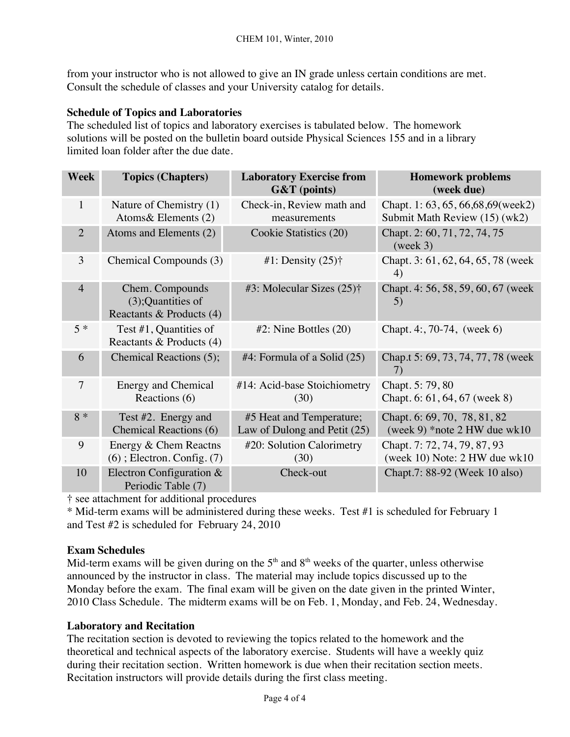from your instructor who is not allowed to give an IN grade unless certain conditions are met. Consult the schedule of classes and your University catalog for details.

### Schedule of Topics and Laboratories

The scheduled list of topics and laboratory exercises is tabulated below. The homework solutions will be posted on the bulletin board outside Physical Sciences 155 and in a library limited loan folder after the due date.

| Week | Topics (Chapters) | Laboratory Exercise from G&T (points) | Homework problems (week due) |
|---|---|---|---|
| 1 | Nature of Chemistry (1) Atoms& Elements (2) | Check-in, Review math and measurements | Chapt. 1: 63, 65, 66,68,69(week2) Submit Math Review (15) (wk2) |
| 2 | Atoms and Elements (2) | Cookie Statistics (20) | Chapt. 2: 60, 71, 72, 74, 75 (week 3) |
| 3 | Chemical Compounds (3) | #1: Density (25)† | Chapt. 3: 61, 62, 64, 65, 78 (week 4) |
| 4 | Chem. Compounds (3);Quantities of Reactants & Products (4) | #3: Molecular Sizes (25)† | Chapt. 4: 56, 58, 59, 60, 67 (week 5) |
| 5 * | Test #1, Quantities of Reactants & Products (4) | #2: Nine Bottles (20) | Chapt. 4:, 70-74, (week 6) |
| 6 | Chemical Reactions (5); | #4: Formula of a Solid (25) | Chap.t 5: 69, 73, 74, 77, 78 (week 7) |
| 7 | Energy and Chemical Reactions (6) | #14: Acid-base Stoichiometry (30) | Chapt. 5: 79, 80 Chapt. 6: 61, 64, 67 (week 8) |
| 8 * | Test #2. Energy and Chemical Reactions (6) | #5 Heat and Temperature; Law of Dulong and Petit (25) | Chapt. 6: 69, 70, 78, 81, 82 (week 9) *note 2 HW due wk10 |
| 9 | Energy & Chem Reactns (6) ; Electron. Config. (7) | #20: Solution Calorimetry (30) | Chapt. 7: 72, 74, 79, 87, 93 (week 10) Note: 2 HW due wk10 |
| 10 | Electron Configuration & Periodic Table (7) | Check-out | Chapt.7: 88-92 (Week 10 also) |

† see attachment for additional procedures

* Mid-term exams will be administered during these weeks. Test #1 is scheduled for February 1 and Test #2 is scheduled for February 24, 2010

### Exam Schedules

Mid-term exams will be given during on the 5th and 8th weeks of the quarter, unless otherwise announced by the instructor in class. The material may include topics discussed up to the Monday before the exam. The final exam will be given on the date given in the printed Winter, 2010 Class Schedule. The midterm exams will be on Feb. 1, Monday, and Feb. 24, Wednesday.

### Laboratory and Recitation

The recitation section is devoted to reviewing the topics related to the homework and the theoretical and technical aspects of the laboratory exercise. Students will have a weekly quiz during their recitation section. Written homework is due when their recitation section meets. Recitation instructors will provide details during the first class meeting.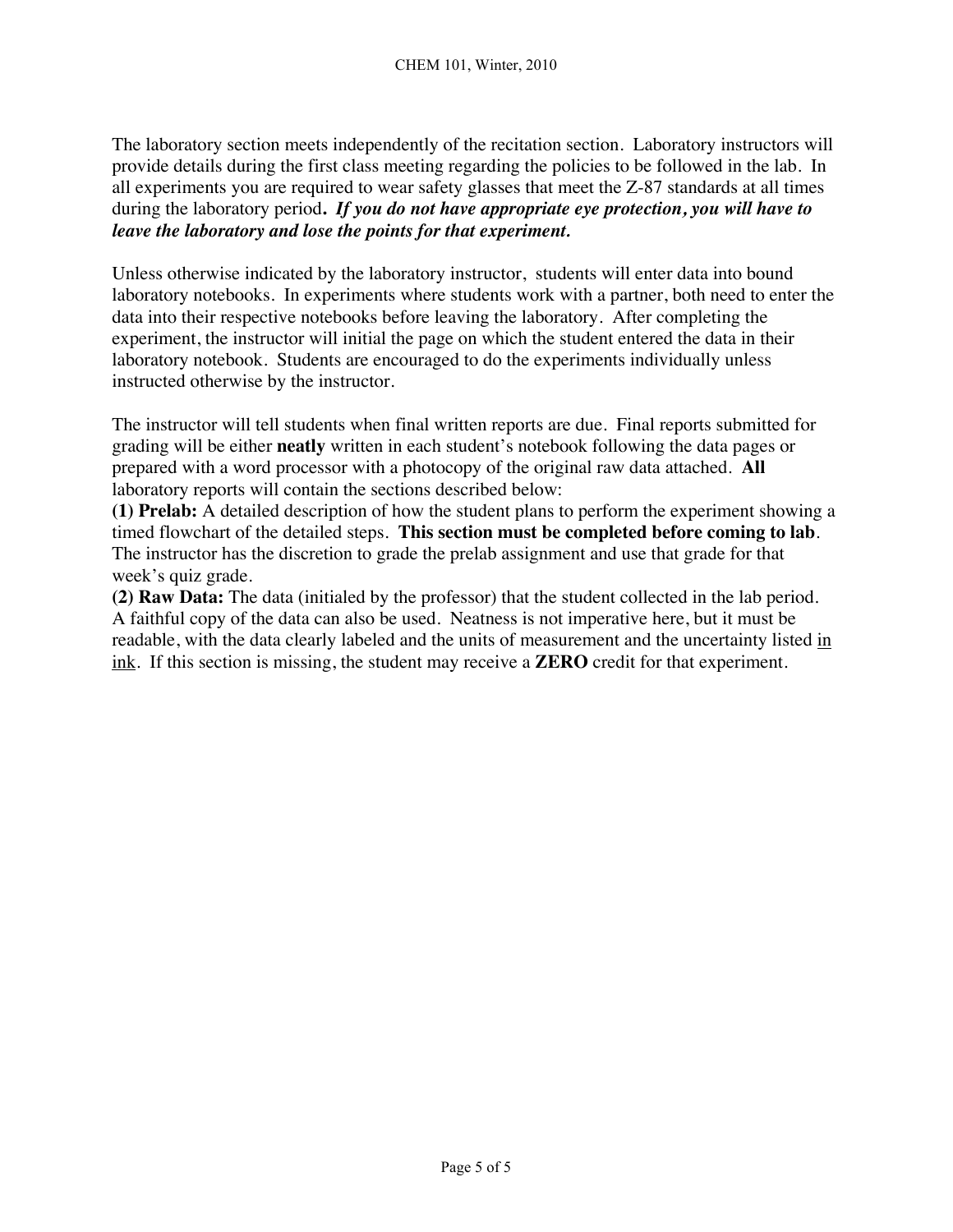The laboratory section meets independently of the recitation section. Laboratory instructors will provide details during the first class meeting regarding the policies to be followed in the lab. In all experiments you are required to wear safety glasses that meet the Z-87 standards at all times during the laboratory period***. If you do not have appropriate eye protection, you will have to leave the laboratory and lose the points for that experiment.***

Unless otherwise indicated by the laboratory instructor, students will enter data into bound laboratory notebooks. In experiments where students work with a partner, both need to enter the data into their respective notebooks before leaving the laboratory. After completing the experiment, the instructor will initial the page on which the student entered the data in their laboratory notebook. Students are encouraged to do the experiments individually unless instructed otherwise by the instructor.

The instructor will tell students when final written reports are due. Final reports submitted for grading will be either **neatly** written in each student's notebook following the data pages or prepared with a word processor with a photocopy of the original raw data attached. **All** laboratory reports will contain the sections described below:

**(1) Prelab:** A detailed description of how the student plans to perform the experiment showing a timed flowchart of the detailed steps. **This section must be completed before coming to lab**. The instructor has the discretion to grade the prelab assignment and use that grade for that week's quiz grade.

**(2) Raw Data:** The data (initialed by the professor) that the student collected in the lab period. A faithful copy of the data can also be used. Neatness is not imperative here, but it must be readable, with the data clearly labeled and the units of measurement and the uncertainty listed <u>in ink</u>. If this section is missing, the student may receive a **ZERO** credit for that experiment.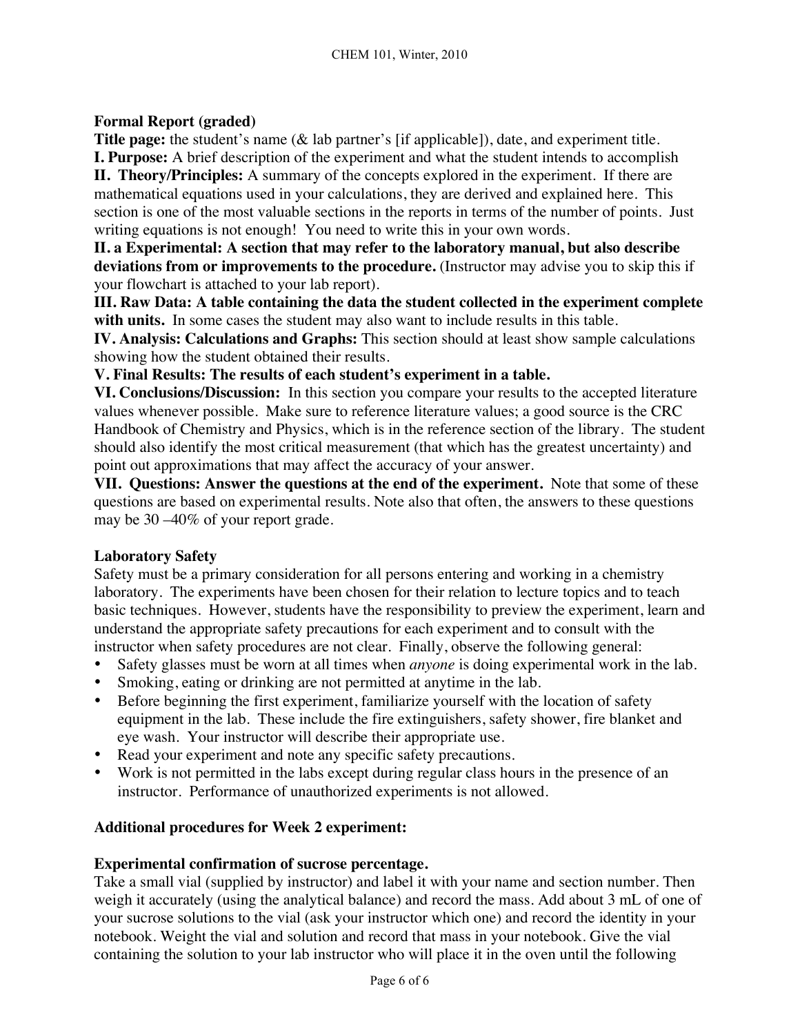**Formal Report (graded)**

**Title page:** the student's name (& lab partner's [if applicable]), date, and experiment title.

**I. Purpose:** A brief description of the experiment and what the student intends to accomplish

**II. Theory/Principles:** A summary of the concepts explored in the experiment. If there are mathematical equations used in your calculations, they are derived and explained here. This section is one of the most valuable sections in the reports in terms of the number of points. Just writing equations is not enough! You need to write this in your own words.

**II. a Experimental: A section that may refer to the laboratory manual, but also describe deviations from or improvements to the procedure.** (Instructor may advise you to skip this if your flowchart is attached to your lab report).

**III. Raw Data: A table containing the data the student collected in the experiment complete with units.** In some cases the student may also want to include results in this table.

**IV. Analysis: Calculations and Graphs:** This section should at least show sample calculations showing how the student obtained their results.

**V. Final Results: The results of each student's experiment in a table.**

**VI. Conclusions/Discussion:** In this section you compare your results to the accepted literature values whenever possible. Make sure to reference literature values; a good source is the CRC Handbook of Chemistry and Physics, which is in the reference section of the library. The student should also identify the most critical measurement (that which has the greatest uncertainty) and point out approximations that may affect the accuracy of your answer.

**VII. Questions: Answer the questions at the end of the experiment.** Note that some of these questions are based on experimental results. Note also that often, the answers to these questions may be 30 –40% of your report grade.

**Laboratory Safety**

Safety must be a primary consideration for all persons entering and working in a chemistry laboratory. The experiments have been chosen for their relation to lecture topics and to teach basic techniques. However, students have the responsibility to preview the experiment, learn and understand the appropriate safety precautions for each experiment and to consult with the instructor when safety procedures are not clear. Finally, observe the following general:

- Safety glasses must be worn at all times when *anyone* is doing experimental work in the lab.
- Smoking, eating or drinking are not permitted at anytime in the lab.
- Before beginning the first experiment, familiarize yourself with the location of safety equipment in the lab. These include the fire extinguishers, safety shower, fire blanket and eye wash. Your instructor will describe their appropriate use.
- Read your experiment and note any specific safety precautions.
- Work is not permitted in the labs except during regular class hours in the presence of an instructor. Performance of unauthorized experiments is not allowed.

**Additional procedures for Week 2 experiment:**

**Experimental confirmation of sucrose percentage.**

Take a small vial (supplied by instructor) and label it with your name and section number. Then weigh it accurately (using the analytical balance) and record the mass. Add about 3 mL of one of your sucrose solutions to the vial (ask your instructor which one) and record the identity in your notebook. Weight the vial and solution and record that mass in your notebook. Give the vial containing the solution to your lab instructor who will place it in the oven until the following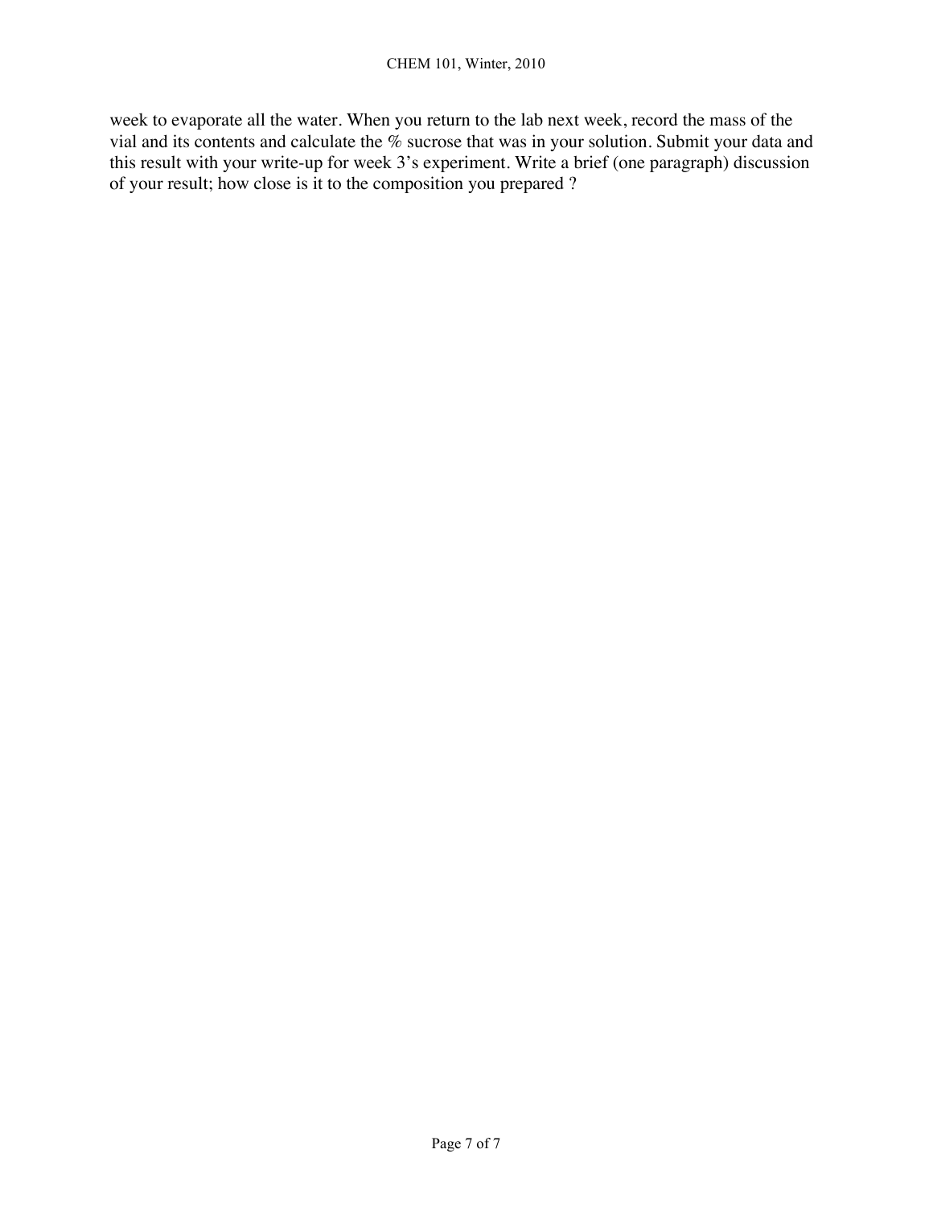week to evaporate all the water. When you return to the lab next week, record the mass of the vial and its contents and calculate the % sucrose that was in your solution. Submit your data and this result with your write-up for week 3's experiment. Write a brief (one paragraph) discussion of your result; how close is it to the composition you prepared ?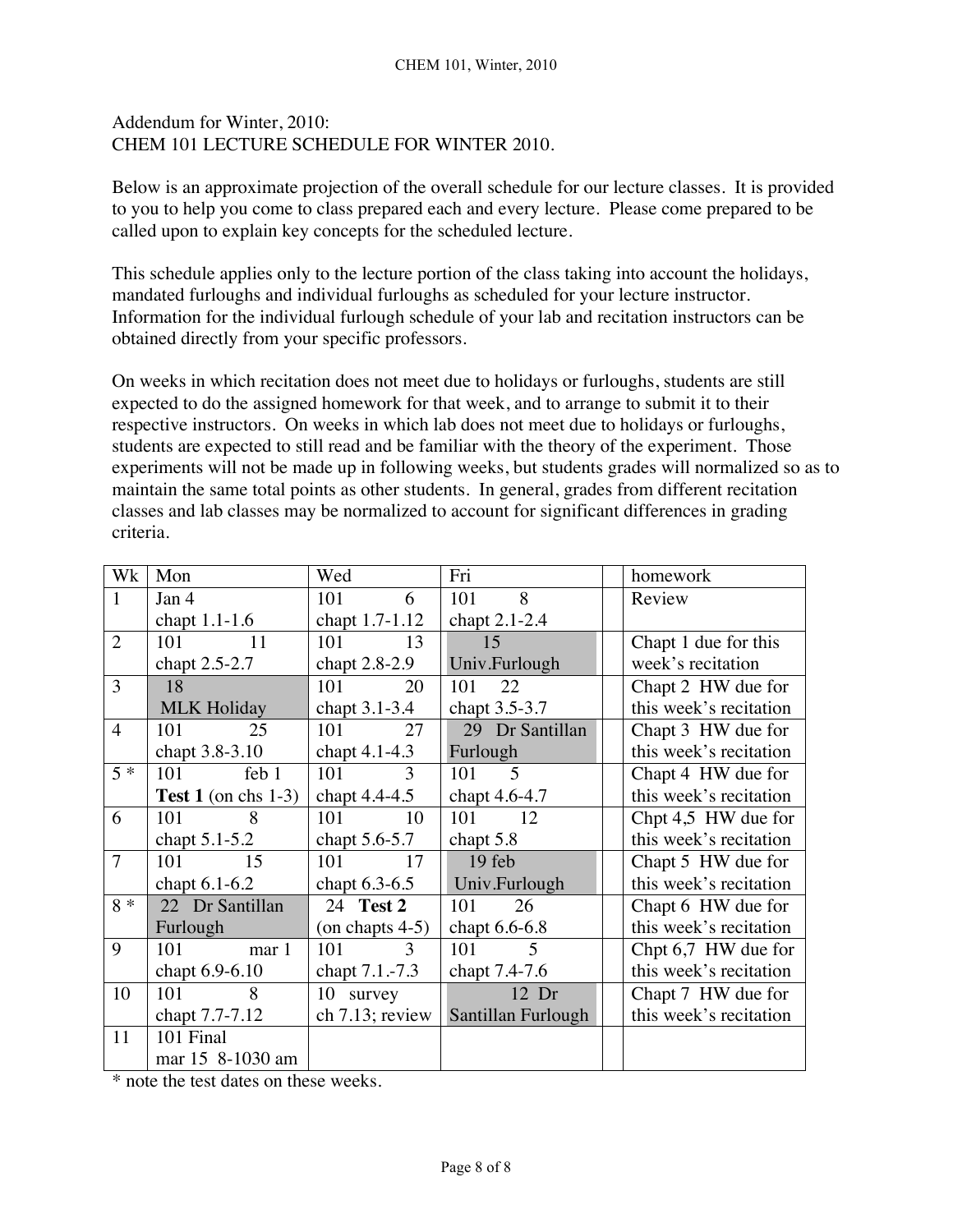Addendum for Winter, 2010:
CHEM 101 LECTURE SCHEDULE FOR WINTER 2010.

Below is an approximate projection of the overall schedule for our lecture classes. It is provided to you to help you come to class prepared each and every lecture. Please come prepared to be called upon to explain key concepts for the scheduled lecture.

This schedule applies only to the lecture portion of the class taking into account the holidays, mandated furloughs and individual furloughs as scheduled for your lecture instructor. Information for the individual furlough schedule of your lab and recitation instructors can be obtained directly from your specific professors.

On weeks in which recitation does not meet due to holidays or furloughs, students are still expected to do the assigned homework for that week, and to arrange to submit it to their respective instructors. On weeks in which lab does not meet due to holidays or furloughs, students are expected to still read and be familiar with the theory of the experiment. Those experiments will not be made up in following weeks, but students grades will normalized so as to maintain the same total points as other students. In general, grades from different recitation classes and lab classes may be normalized to account for significant differences in grading criteria.

| Wk | Mon | Wed | Fri | | homework |
|---|---|---|---|---|---|
| 1 | Jan 4<br>chapt 1.1-1.6 | 101 6<br>chapt 1.7-1.12 | 101 8<br>chapt 2.1-2.4 | | Review |
| 2 | 101 11<br>chapt 2.5-2.7 | 101 13<br>chapt 2.8-2.9 | 15<br>Univ.Furlough | | Chapt 1 due for this week's recitation |
| 3 | 18<br>MLK Holiday | 101 20<br>chapt 3.1-3.4 | 101 22<br>chapt 3.5-3.7 | | Chapt 2 HW due for this week's recitation |
| 4 | 101 25<br>chapt 3.8-3.10 | 101 27<br>chapt 4.1-4.3 | 29 Dr Santillan Furlough | | Chapt 3 HW due for this week's recitation |
| 5 * | 101 feb 1<br>**Test 1** (on chs 1-3) | 101 3<br>chapt 4.4-4.5 | 101 5<br>chapt 4.6-4.7 | | Chapt 4 HW due for this week's recitation |
| 6 | 101 8<br>chapt 5.1-5.2 | 101 10<br>chapt 5.6-5.7 | 101 12<br>chapt 5.8 | | Chpt 4,5 HW due for this week's recitation |
| 7 | 101 15<br>chapt 6.1-6.2 | 101 17<br>chapt 6.3-6.5 | 19 feb<br>Univ.Furlough | | Chapt 5 HW due for this week's recitation |
| 8 * | 22 Dr Santillan Furlough | 24 **Test 2**<br>(on chapts 4-5) | 101 26<br>chapt 6.6-6.8 | | Chapt 6 HW due for this week's recitation |
| 9 | 101 mar 1<br>chapt 6.9-6.10 | 101 3<br>chapt 7.1.-7.3 | 101 5<br>chapt 7.4-7.6 | | Chpt 6,7 HW due for this week's recitation |
| 10 | 101 8<br>chapt 7.7-7.12 | 10 survey<br>ch 7.13; review | 12 Dr Santillan Furlough | | Chapt 7 HW due for this week's recitation |
| 11 | 101 Final<br>mar 15 8-1030 am | | | | |

* note the test dates on these weeks.